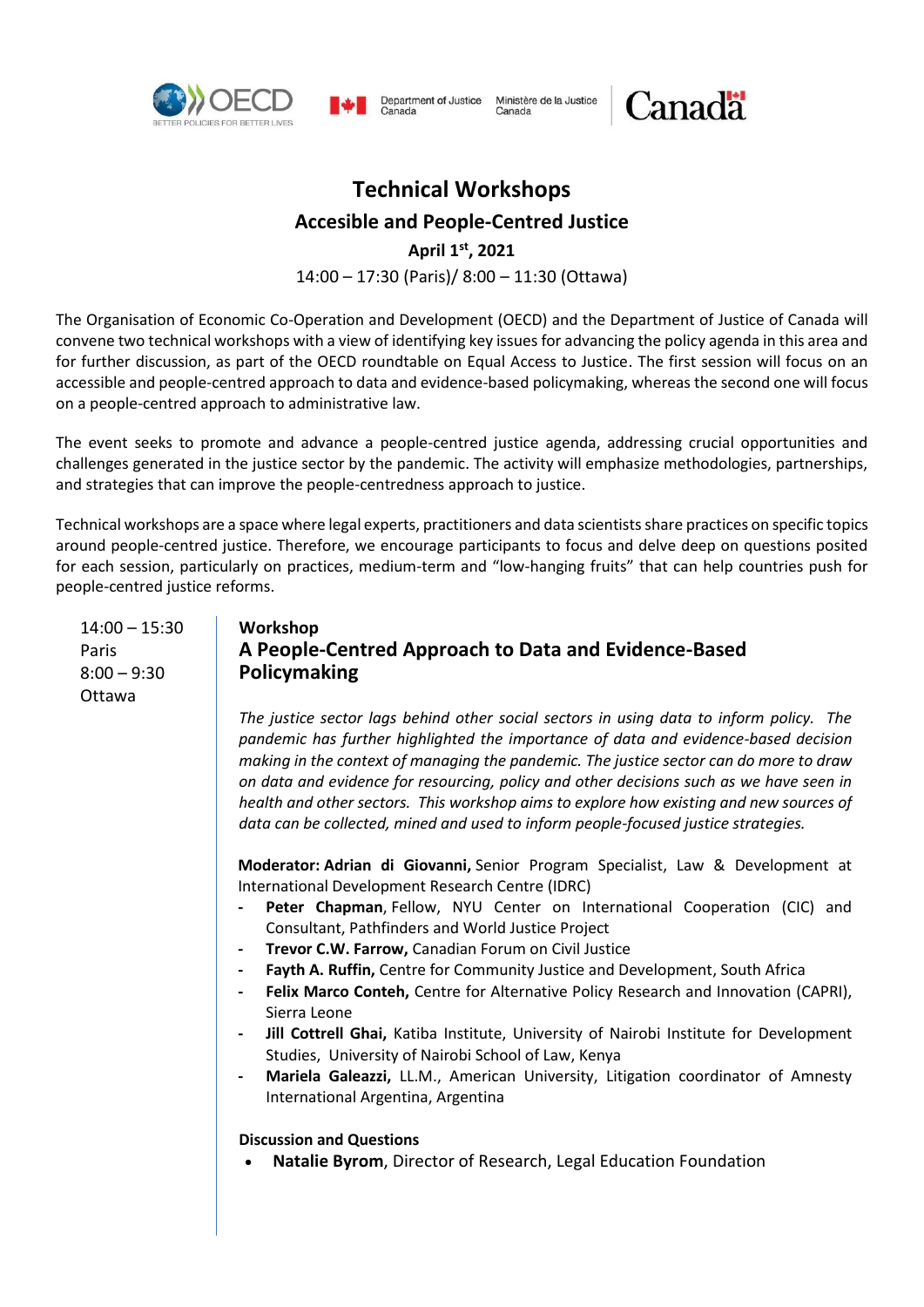# Technical Workshops

## Accesible and People-Centred Justice

**April 1st, 2021**

14:00 – 17:30 (Paris)/ 8:00 – 11:30 (Ottawa)

The Organisation of Economic Co-Operation and Development (OECD) and the Department of Justice of Canada will convene two technical workshops with a view of identifying key issues for advancing the policy agenda in this area and for further discussion, as part of the OECD roundtable on Equal Access to Justice. The first session will focus on an accessible and people-centred approach to data and evidence-based policymaking, whereas the second one will focus on a people-centred approach to administrative law.

The event seeks to promote and advance a people-centred justice agenda, addressing crucial opportunities and challenges generated in the justice sector by the pandemic. The activity will emphasize methodologies, partnerships, and strategies that can improve the people-centredness approach to justice.

Technical workshops are a space where legal experts, practitioners and data scientists share practices on specific topics around people-centred justice. Therefore, we encourage participants to focus and delve deep on questions posited for each session, particularly on practices, medium-term and "low-hanging fruits" that can help countries push for people-centred justice reforms.

14:00 – 15:30 Paris
8:00 – 9:30 Ottawa

### Workshop
### A People-Centred Approach to Data and Evidence-Based Policymaking

*The justice sector lags behind other social sectors in using data to inform policy. The pandemic has further highlighted the importance of data and evidence-based decision making in the context of managing the pandemic. The justice sector can do more to draw on data and evidence for resourcing, policy and other decisions such as we have seen in health and other sectors. This workshop aims to explore how existing and new sources of data can be collected, mined and used to inform people-focused justice strategies.*

**Moderator: Adrian di Giovanni,** Senior Program Specialist, Law & Development at International Development Research Centre (IDRC)

- **Peter Chapman**, Fellow, NYU Center on International Cooperation (CIC) and Consultant, Pathfinders and World Justice Project
- **Trevor C.W. Farrow,** Canadian Forum on Civil Justice
- **Fayth A. Ruffin,** Centre for Community Justice and Development, South Africa
- **Felix Marco Conteh,** Centre for Alternative Policy Research and Innovation (CAPRI), Sierra Leone
- **Jill Cottrell Ghai,** Katiba Institute, University of Nairobi Institute for Development Studies, University of Nairobi School of Law, Kenya
- **Mariela Galeazzi,** LL.M., American University, Litigation coordinator of Amnesty International Argentina, Argentina

**Discussion and Questions**

- **Natalie Byrom**, Director of Research, Legal Education Foundation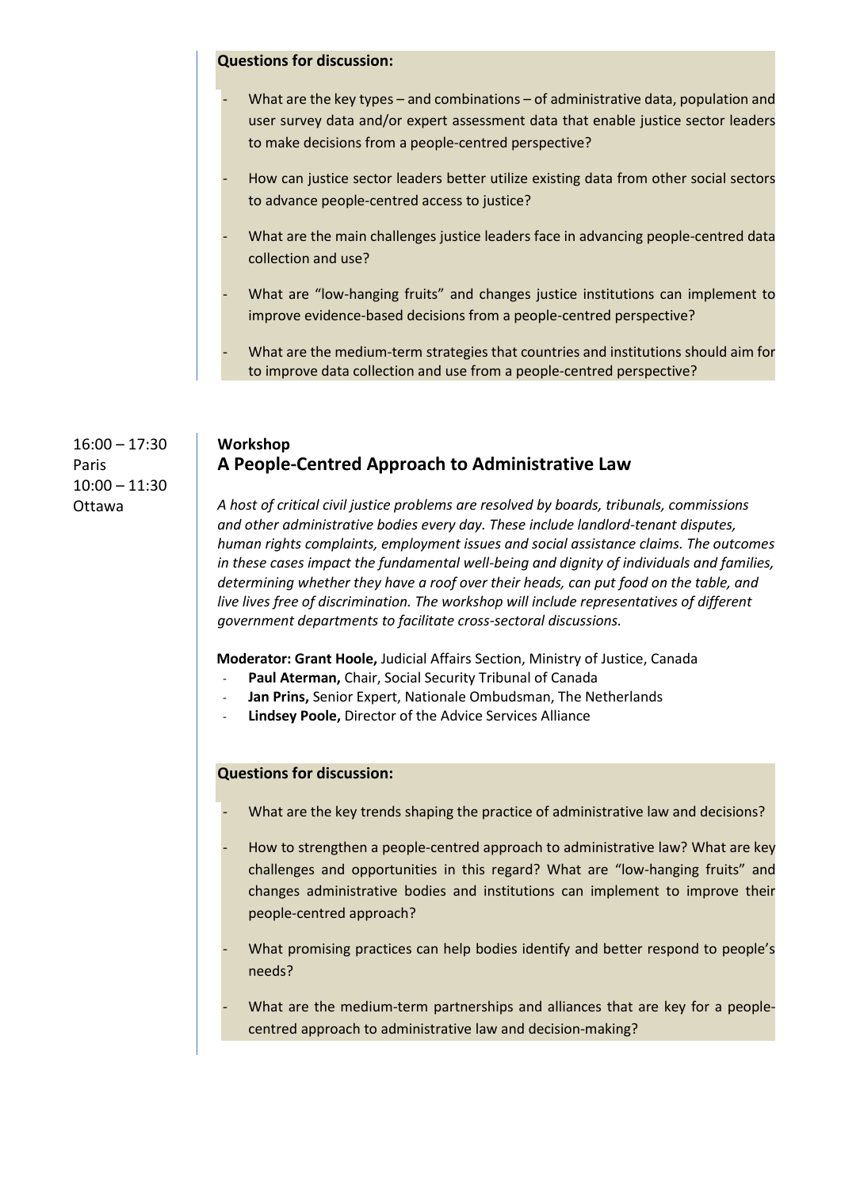**Questions for discussion:**

- What are the key types – and combinations – of administrative data, population and user survey data and/or expert assessment data that enable justice sector leaders to make decisions from a people-centred perspective?
- How can justice sector leaders better utilize existing data from other social sectors to advance people-centred access to justice?
- What are the main challenges justice leaders face in advancing people-centred data collection and use?
- What are "low-hanging fruits" and changes justice institutions can implement to improve evidence-based decisions from a people-centred perspective?
- What are the medium-term strategies that countries and institutions should aim for to improve data collection and use from a people-centred perspective?

16:00 – 17:30 Paris
10:00 – 11:30 Ottawa

**Workshop**

## A People-Centred Approach to Administrative Law

*A host of critical civil justice problems are resolved by boards, tribunals, commissions and other administrative bodies every day. These include landlord-tenant disputes, human rights complaints, employment issues and social assistance claims. The outcomes in these cases impact the fundamental well-being and dignity of individuals and families, determining whether they have a roof over their heads, can put food on the table, and live lives free of discrimination. The workshop will include representatives of different government departments to facilitate cross-sectoral discussions.*

**Moderator: Grant Hoole,** Judicial Affairs Section, Ministry of Justice, Canada

- **Paul Aterman,** Chair, Social Security Tribunal of Canada
- **Jan Prins,** Senior Expert, Nationale Ombudsman, The Netherlands
- **Lindsey Poole,** Director of the Advice Services Alliance

**Questions for discussion:**

- What are the key trends shaping the practice of administrative law and decisions?
- How to strengthen a people-centred approach to administrative law? What are key challenges and opportunities in this regard? What are "low-hanging fruits" and changes administrative bodies and institutions can implement to improve their people-centred approach?
- What promising practices can help bodies identify and better respond to people's needs?
- What are the medium-term partnerships and alliances that are key for a people-centred approach to administrative law and decision-making?